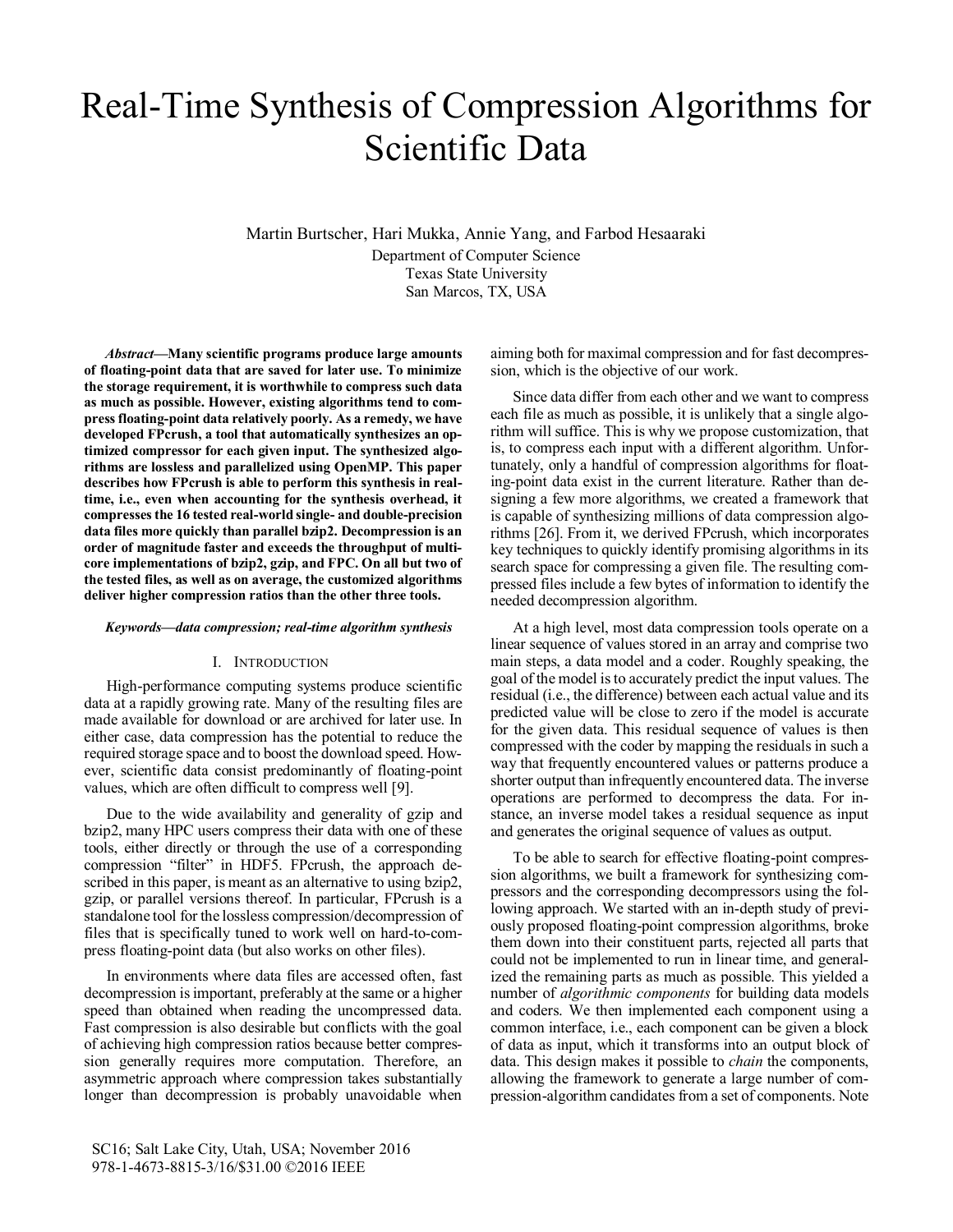# Real-Time Synthesis of Compression Algorithms for Scientific Data

Martin Burtscher, Hari Mukka, Annie Yang, and Farbod Hesaaraki

Department of Computer Science
Texas State University
San Marcos, TX, USA

***Abstract*—Many scientific programs produce large amounts of floating-point data that are saved for later use. To minimize the storage requirement, it is worthwhile to compress such data as much as possible. However, existing algorithms tend to compress floating-point data relatively poorly. As a remedy, we have developed FPcrush, a tool that automatically synthesizes an optimized compressor for each given input. The synthesized algorithms are lossless and parallelized using OpenMP. This paper describes how FPcrush is able to perform this synthesis in real-time, i.e., even when accounting for the synthesis overhead, it compresses the 16 tested real-world single- and double-precision data files more quickly than parallel bzip2. Decompression is an order of magnitude faster and exceeds the throughput of multi-core implementations of bzip2, gzip, and FPC. On all but two of the tested files, as well as on average, the customized algorithms deliver higher compression ratios than the other three tools.**

***Keywords*—data compression; real-time algorithm synthesis**

## I. Introduction

High-performance computing systems produce scientific data at a rapidly growing rate. Many of the resulting files are made available for download or are archived for later use. In either case, data compression has the potential to reduce the required storage space and to boost the download speed. However, scientific data consist predominantly of floating-point values, which are often difficult to compress well [9].

Due to the wide availability and generality of gzip and bzip2, many HPC users compress their data with one of these tools, either directly or through the use of a corresponding compression "filter" in HDF5. FPcrush, the approach described in this paper, is meant as an alternative to using bzip2, gzip, or parallel versions thereof. In particular, FPcrush is a standalone tool for the lossless compression/decompression of files that is specifically tuned to work well on hard-to-compress floating-point data (but also works on other files).

In environments where data files are accessed often, fast decompression is important, preferably at the same or a higher speed than obtained when reading the uncompressed data. Fast compression is also desirable but conflicts with the goal of achieving high compression ratios because better compression generally requires more computation. Therefore, an asymmetric approach where compression takes substantially longer than decompression is probably unavoidable when aiming both for maximal compression and for fast decompression, which is the objective of our work.

Since data differ from each other and we want to compress each file as much as possible, it is unlikely that a single algorithm will suffice. This is why we propose customization, that is, to compress each input with a different algorithm. Unfortunately, only a handful of compression algorithms for floating-point data exist in the current literature. Rather than designing a few more algorithms, we created a framework that is capable of synthesizing millions of data compression algorithms [26]. From it, we derived FPcrush, which incorporates key techniques to quickly identify promising algorithms in its search space for compressing a given file. The resulting compressed files include a few bytes of information to identify the needed decompression algorithm.

At a high level, most data compression tools operate on a linear sequence of values stored in an array and comprise two main steps, a data model and a coder. Roughly speaking, the goal of the model is to accurately predict the input values. The residual (i.e., the difference) between each actual value and its predicted value will be close to zero if the model is accurate for the given data. This residual sequence of values is then compressed with the coder by mapping the residuals in such a way that frequently encountered values or patterns produce a shorter output than infrequently encountered data. The inverse operations are performed to decompress the data. For instance, an inverse model takes a residual sequence as input and generates the original sequence of values as output.

To be able to search for effective floating-point compression algorithms, we built a framework for synthesizing compressors and the corresponding decompressors using the following approach. We started with an in-depth study of previously proposed floating-point compression algorithms, broke them down into their constituent parts, rejected all parts that could not be implemented to run in linear time, and generalized the remaining parts as much as possible. This yielded a number of *algorithmic components* for building data models and coders. We then implemented each component using a common interface, i.e., each component can be given a block of data as input, which it transforms into an output block of data. This design makes it possible to *chain* the components, allowing the framework to generate a large number of compression-algorithm candidates from a set of components. Note

SC16; Salt Lake City, Utah, USA; November 2016
978-1-4673-8815-3/16/$31.00 ©2016 IEEE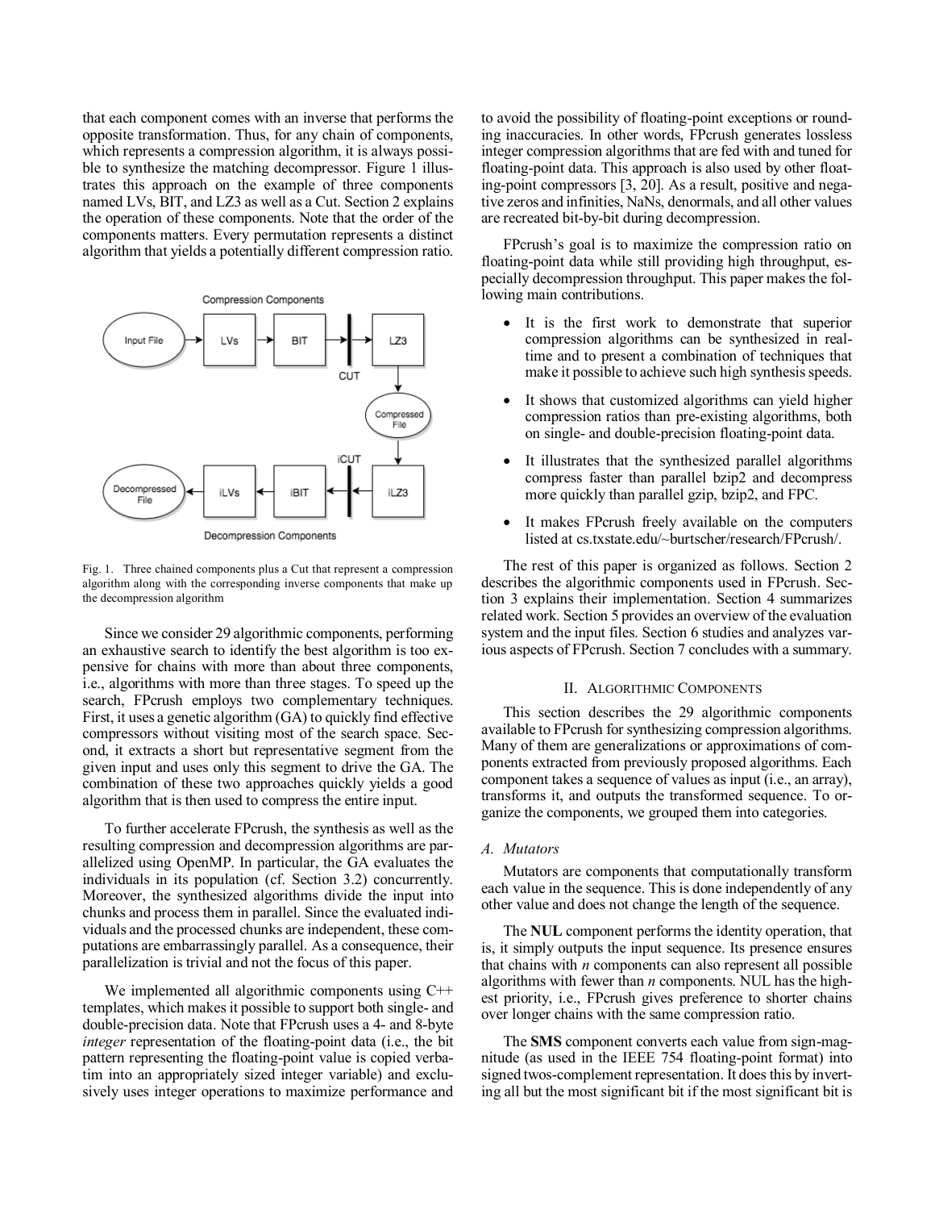that each component comes with an inverse that performs the opposite transformation. Thus, for any chain of components, which represents a compression algorithm, it is always possible to synthesize the matching decompressor. Figure 1 illustrates this approach on the example of three components named LVs, BIT, and LZ3 as well as a Cut. Section 2 explains the operation of these components. Note that the order of the components matters. Every permutation represents a distinct algorithm that yields a potentially different compression ratio.

Fig. 1. Three chained components plus a Cut that represent a compression algorithm along with the corresponding inverse components that make up the decompression algorithm

Since we consider 29 algorithmic components, performing an exhaustive search to identify the best algorithm is too expensive for chains with more than about three components, i.e., algorithms with more than three stages. To speed up the search, FPcrush employs two complementary techniques. First, it uses a genetic algorithm (GA) to quickly find effective compressors without visiting most of the search space. Second, it extracts a short but representative segment from the given input and uses only this segment to drive the GA. The combination of these two approaches quickly yields a good algorithm that is then used to compress the entire input.

To further accelerate FPcrush, the synthesis as well as the resulting compression and decompression algorithms are parallelized using OpenMP. In particular, the GA evaluates the individuals in its population (cf. Section 3.2) concurrently. Moreover, the synthesized algorithms divide the input into chunks and process them in parallel. Since the evaluated individuals and the processed chunks are independent, these computations are embarrassingly parallel. As a consequence, their parallelization is trivial and not the focus of this paper.

We implemented all algorithmic components using C++ templates, which makes it possible to support both single- and double-precision data. Note that FPcrush uses a 4- and 8-byte *integer* representation of the floating-point data (i.e., the bit pattern representing the floating-point value is copied verbatim into an appropriately sized integer variable) and exclusively uses integer operations to maximize performance and to avoid the possibility of floating-point exceptions or rounding inaccuracies. In other words, FPcrush generates lossless integer compression algorithms that are fed with and tuned for floating-point data. This approach is also used by other floating-point compressors [3, 20]. As a result, positive and negative zeros and infinities, NaNs, denormals, and all other values are recreated bit-by-bit during decompression.

FPcrush's goal is to maximize the compression ratio on floating-point data while still providing high throughput, especially decompression throughput. This paper makes the following main contributions.

- It is the first work to demonstrate that superior compression algorithms can be synthesized in real-time and to present a combination of techniques that make it possible to achieve such high synthesis speeds.
- It shows that customized algorithms can yield higher compression ratios than pre-existing algorithms, both on single- and double-precision floating-point data.
- It illustrates that the synthesized parallel algorithms compress faster than parallel bzip2 and decompress more quickly than parallel gzip, bzip2, and FPC.
- It makes FPcrush freely available on the computers listed at cs.txstate.edu/~burtscher/research/FPcrush/.

The rest of this paper is organized as follows. Section 2 describes the algorithmic components used in FPcrush. Section 3 explains their implementation. Section 4 summarizes related work. Section 5 provides an overview of the evaluation system and the input files. Section 6 studies and analyzes various aspects of FPcrush. Section 7 concludes with a summary.

## II. Algorithmic Components

This section describes the 29 algorithmic components available to FPcrush for synthesizing compression algorithms. Many of them are generalizations or approximations of components extracted from previously proposed algorithms. Each component takes a sequence of values as input (i.e., an array), transforms it, and outputs the transformed sequence. To organize the components, we grouped them into categories.

### A. Mutators

Mutators are components that computationally transform each value in the sequence. This is done independently of any other value and does not change the length of the sequence.

The **NUL** component performs the identity operation, that is, it simply outputs the input sequence. Its presence ensures that chains with *n* components can also represent all possible algorithms with fewer than *n* components. NUL has the highest priority, i.e., FPcrush gives preference to shorter chains over longer chains with the same compression ratio.

The **SMS** component converts each value from sign-magnitude (as used in the IEEE 754 floating-point format) into signed twos-complement representation. It does this by inverting all but the most significant bit if the most significant bit is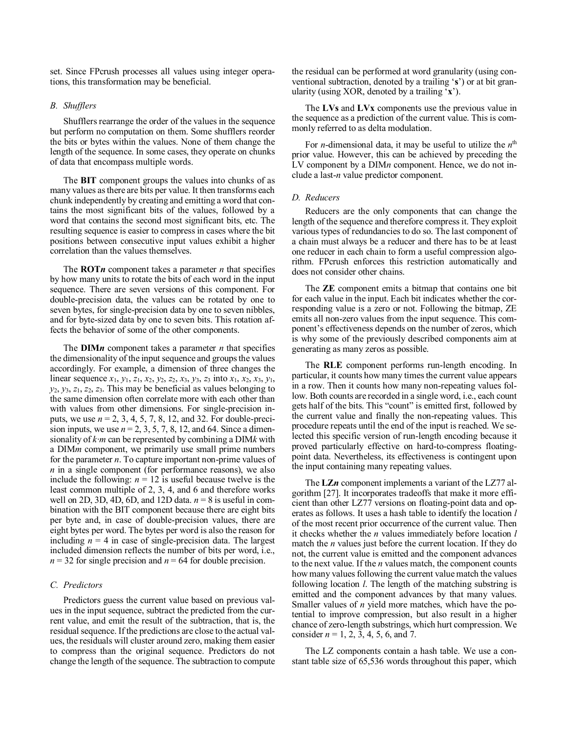set. Since FPcrush processes all values using integer operations, this transformation may be beneficial.

### B. Shufflers

Shufflers rearrange the order of the values in the sequence but perform no computation on them. Some shufflers reorder the bits or bytes within the values. None of them change the length of the sequence. In some cases, they operate on chunks of data that encompass multiple words.

The **BIT** component groups the values into chunks of as many values as there are bits per value. It then transforms each chunk independently by creating and emitting a word that contains the most significant bits of the values, followed by a word that contains the second most significant bits, etc. The resulting sequence is easier to compress in cases where the bit positions between consecutive input values exhibit a higher correlation than the values themselves.

The **ROT*n*** component takes a parameter $n$ that specifies by how many units to rotate the bits of each word in the input sequence. There are seven versions of this component. For double-precision data, the values can be rotated by one to seven bytes, for single-precision data by one to seven nibbles, and for byte-sized data by one to seven bits. This rotation affects the behavior of some of the other components.

The **DIM*n*** component takes a parameter $n$ that specifies the dimensionality of the input sequence and groups the values accordingly. For example, a dimension of three changes the linear sequence $x_1$, $y_1$, $z_1$, $x_2$, $y_2$, $z_2$, $x_3$, $y_3$, $z_3$ into $x_1$, $x_2$, $x_3$, $y_1$, $y_2$, $y_3$, $z_1$, $z_2$, $z_3$. This may be beneficial as values belonging to the same dimension often correlate more with each other than with values from other dimensions. For single-precision inputs, we use $n$ = 2, 3, 4, 5, 7, 8, 12, and 32. For double-precision inputs, we use $n$ = 2, 3, 5, 7, 8, 12, and 64. Since a dimensionality of $k \cdot m$ can be represented by combining a DIM*k* with a DIM*m* component, we primarily use small prime numbers for the parameter $n$. To capture important non-prime values of $n$ in a single component (for performance reasons), we also include the following: $n$ = 12 is useful because twelve is the least common multiple of 2, 3, 4, and 6 and therefore works well on 2D, 3D, 4D, 6D, and 12D data. $n$ = 8 is useful in combination with the BIT component because there are eight bits per byte and, in case of double-precision values, there are eight bytes per word. The bytes per word is also the reason for including $n$ = 4 in case of single-precision data. The largest included dimension reflects the number of bits per word, i.e., $n$ = 32 for single precision and $n$ = 64 for double precision.

### C. Predictors

Predictors guess the current value based on previous values in the input sequence, subtract the predicted from the current value, and emit the result of the subtraction, that is, the residual sequence. If the predictions are close to the actual values, the residuals will cluster around zero, making them easier to compress than the original sequence. Predictors do not change the length of the sequence. The subtraction to compute the residual can be performed at word granularity (using conventional subtraction, denoted by a trailing '**s**') or at bit granularity (using XOR, denoted by a trailing '**x**').

The **LVs** and **LVx** components use the previous value in the sequence as a prediction of the current value. This is commonly referred to as delta modulation.

For $n$-dimensional data, it may be useful to utilize the $n^{\text{th}}$ prior value. However, this can be achieved by preceding the LV component by a DIM*n* component. Hence, we do not include a last-$n$ value predictor component.

### D. Reducers

Reducers are the only components that can change the length of the sequence and therefore compress it. They exploit various types of redundancies to do so. The last component of a chain must always be a reducer and there has to be at least one reducer in each chain to form a useful compression algorithm. FPcrush enforces this restriction automatically and does not consider other chains.

The **ZE** component emits a bitmap that contains one bit for each value in the input. Each bit indicates whether the corresponding value is a zero or not. Following the bitmap, ZE emits all non-zero values from the input sequence. This component's effectiveness depends on the number of zeros, which is why some of the previously described components aim at generating as many zeros as possible.

The **RLE** component performs run-length encoding. In particular, it counts how many times the current value appears in a row. Then it counts how many non-repeating values follow. Both counts are recorded in a single word, i.e., each count gets half of the bits. This "count" is emitted first, followed by the current value and finally the non-repeating values. This procedure repeats until the end of the input is reached. We selected this specific version of run-length encoding because it proved particularly effective on hard-to-compress floating-point data. Nevertheless, its effectiveness is contingent upon the input containing many repeating values.

The **LZ*n*** component implements a variant of the LZ77 algorithm [27]. It incorporates tradeoffs that make it more efficient than other LZ77 versions on floating-point data and operates as follows. It uses a hash table to identify the location $l$ of the most recent prior occurrence of the current value. Then it checks whether the $n$ values immediately before location $l$ match the $n$ values just before the current location. If they do not, the current value is emitted and the component advances to the next value. If the $n$ values match, the component counts how many values following the current value match the values following location $l$. The length of the matching substring is emitted and the component advances by that many values. Smaller values of $n$ yield more matches, which have the potential to improve compression, but also result in a higher chance of zero-length substrings, which hurt compression. We consider $n$ = 1, 2, 3, 4, 5, 6, and 7.

The LZ components contain a hash table. We use a constant table size of 65,536 words throughout this paper, which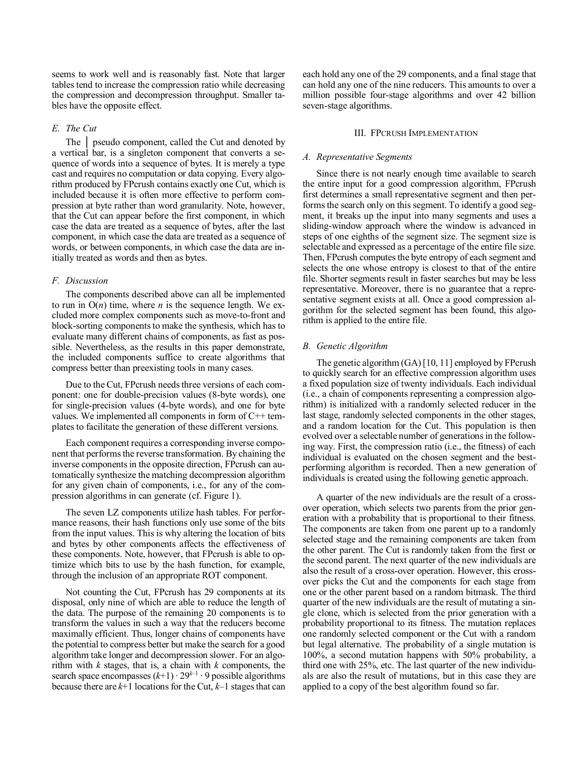seems to work well and is reasonably fast. Note that larger tables tend to increase the compression ratio while decreasing the compression and decompression throughput. Smaller tables have the opposite effect.

### *E. The Cut*

The │ pseudo component, called the Cut and denoted by a vertical bar, is a singleton component that converts a sequence of words into a sequence of bytes. It is merely a type cast and requires no computation or data copying. Every algorithm produced by FPcrush contains exactly one Cut, which is included because it is often more effective to perform compression at byte rather than word granularity. Note, however, that the Cut can appear before the first component, in which case the data are treated as a sequence of bytes, after the last component, in which case the data are treated as a sequence of words, or between components, in which case the data are initially treated as words and then as bytes.

### *F. Discussion*

The components described above can all be implemented to run in O($n$) time, where $n$ is the sequence length. We excluded more complex components such as move-to-front and block-sorting components to make the synthesis, which has to evaluate many different chains of components, as fast as possible. Nevertheless, as the results in this paper demonstrate, the included components suffice to create algorithms that compress better than preexisting tools in many cases.

Due to the Cut, FPcrush needs three versions of each component: one for double-precision values (8-byte words), one for single-precision values (4-byte words), and one for byte values. We implemented all components in form of C++ templates to facilitate the generation of these different versions.

Each component requires a corresponding inverse component that performs the reverse transformation. By chaining the inverse components in the opposite direction, FPcrush can automatically synthesize the matching decompression algorithm for any given chain of components, i.e., for any of the compression algorithms in can generate (cf. Figure 1).

The seven LZ components utilize hash tables. For performance reasons, their hash functions only use some of the bits from the input values. This is why altering the location of bits and bytes by other components affects the effectiveness of these components. Note, however, that FPcrush is able to optimize which bits to use by the hash function, for example, through the inclusion of an appropriate ROT component.

Not counting the Cut, FPcrush has 29 components at its disposal, only nine of which are able to reduce the length of the data. The purpose of the remaining 20 components is to transform the values in such a way that the reducers become maximally efficient. Thus, longer chains of components have the potential to compress better but make the search for a good algorithm take longer and decompression slower. For an algorithm with $k$ stages, that is, a chain with $k$ components, the search space encompasses $(k+1) \cdot 29^{k-1} \cdot 9$ possible algorithms because there are $k+1$ locations for the Cut, $k-1$ stages that can each hold any one of the 29 components, and a final stage that can hold any one of the nine reducers. This amounts to over a million possible four-stage algorithms and over 42 billion seven-stage algorithms.

## III. FPcrush Implementation

### *A. Representative Segments*

Since there is not nearly enough time available to search the entire input for a good compression algorithm, FPcrush first determines a small representative segment and then performs the search only on this segment. To identify a good segment, it breaks up the input into many segments and uses a sliding-window approach where the window is advanced in steps of one eighths of the segment size. The segment size is selectable and expressed as a percentage of the entire file size. Then, FPcrush computes the byte entropy of each segment and selects the one whose entropy is closest to that of the entire file. Shorter segments result in faster searches but may be less representative. Moreover, there is no guarantee that a representative segment exists at all. Once a good compression algorithm for the selected segment has been found, this algorithm is applied to the entire file.

### *B. Genetic Algorithm*

The genetic algorithm (GA) [10, 11] employed by FPcrush to quickly search for an effective compression algorithm uses a fixed population size of twenty individuals. Each individual (i.e., a chain of components representing a compression algorithm) is initialized with a randomly selected reducer in the last stage, randomly selected components in the other stages, and a random location for the Cut. This population is then evolved over a selectable number of generations in the following way. First, the compression ratio (i.e., the fitness) of each individual is evaluated on the chosen segment and the best-performing algorithm is recorded. Then a new generation of individuals is created using the following genetic approach.

A quarter of the new individuals are the result of a cross-over operation, which selects two parents from the prior generation with a probability that is proportional to their fitness. The components are taken from one parent up to a randomly selected stage and the remaining components are taken from the other parent. The Cut is randomly taken from the first or the second parent. The next quarter of the new individuals are also the result of a cross-over operation. However, this cross-over picks the Cut and the components for each stage from one or the other parent based on a random bitmask. The third quarter of the new individuals are the result of mutating a single clone, which is selected from the prior generation with a probability proportional to its fitness. The mutation replaces one randomly selected component or the Cut with a random but legal alternative. The probability of a single mutation is 100%, a second mutation happens with 50% probability, a third one with 25%, etc. The last quarter of the new individuals are also the result of mutations, but in this case they are applied to a copy of the best algorithm found so far.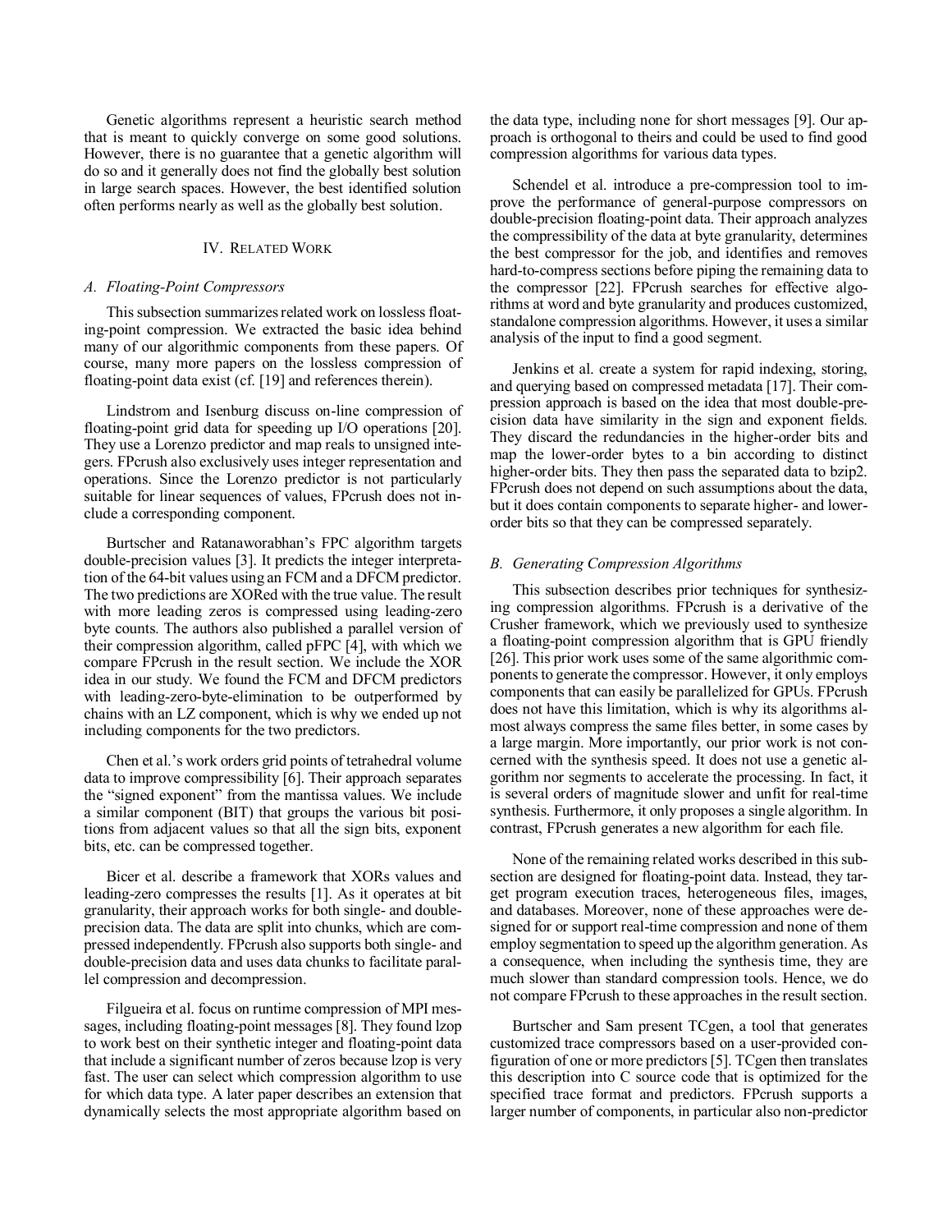Genetic algorithms represent a heuristic search method that is meant to quickly converge on some good solutions. However, there is no guarantee that a genetic algorithm will do so and it generally does not find the globally best solution in large search spaces. However, the best identified solution often performs nearly as well as the globally best solution.

## IV. Related Work

### A. Floating-Point Compressors

This subsection summarizes related work on lossless floating-point compression. We extracted the basic idea behind many of our algorithmic components from these papers. Of course, many more papers on the lossless compression of floating-point data exist (cf. [19] and references therein).

Lindstrom and Isenburg discuss on-line compression of floating-point grid data for speeding up I/O operations [20]. They use a Lorenzo predictor and map reals to unsigned integers. FPcrush also exclusively uses integer representation and operations. Since the Lorenzo predictor is not particularly suitable for linear sequences of values, FPcrush does not include a corresponding component.

Burtscher and Ratanaworabhan's FPC algorithm targets double-precision values [3]. It predicts the integer interpretation of the 64-bit values using an FCM and a DFCM predictor. The two predictions are XORed with the true value. The result with more leading zeros is compressed using leading-zero byte counts. The authors also published a parallel version of their compression algorithm, called pFPC [4], with which we compare FPcrush in the result section. We include the XOR idea in our study. We found the FCM and DFCM predictors with leading-zero-byte-elimination to be outperformed by chains with an LZ component, which is why we ended up not including components for the two predictors.

Chen et al.'s work orders grid points of tetrahedral volume data to improve compressibility [6]. Their approach separates the "signed exponent" from the mantissa values. We include a similar component (BIT) that groups the various bit positions from adjacent values so that all the sign bits, exponent bits, etc. can be compressed together.

Bicer et al. describe a framework that XORs values and leading-zero compresses the results [1]. As it operates at bit granularity, their approach works for both single- and double-precision data. The data are split into chunks, which are compressed independently. FPcrush also supports both single- and double-precision data and uses data chunks to facilitate parallel compression and decompression.

Filgueira et al. focus on runtime compression of MPI messages, including floating-point messages [8]. They found lzop to work best on their synthetic integer and floating-point data that include a significant number of zeros because lzop is very fast. The user can select which compression algorithm to use for which data type. A later paper describes an extension that dynamically selects the most appropriate algorithm based on the data type, including none for short messages [9]. Our approach is orthogonal to theirs and could be used to find good compression algorithms for various data types.

Schendel et al. introduce a pre-compression tool to improve the performance of general-purpose compressors on double-precision floating-point data. Their approach analyzes the compressibility of the data at byte granularity, determines the best compressor for the job, and identifies and removes hard-to-compress sections before piping the remaining data to the compressor [22]. FPcrush searches for effective algorithms at word and byte granularity and produces customized, standalone compression algorithms. However, it uses a similar analysis of the input to find a good segment.

Jenkins et al. create a system for rapid indexing, storing, and querying based on compressed metadata [17]. Their compression approach is based on the idea that most double-precision data have similarity in the sign and exponent fields. They discard the redundancies in the higher-order bits and map the lower-order bytes to a bin according to distinct higher-order bits. They then pass the separated data to bzip2. FPcrush does not depend on such assumptions about the data, but it does contain components to separate higher- and lower-order bits so that they can be compressed separately.

### B. Generating Compression Algorithms

This subsection describes prior techniques for synthesizing compression algorithms. FPcrush is a derivative of the Crusher framework, which we previously used to synthesize a floating-point compression algorithm that is GPU friendly [26]. This prior work uses some of the same algorithmic components to generate the compressor. However, it only employs components that can easily be parallelized for GPUs. FPcrush does not have this limitation, which is why its algorithms almost always compress the same files better, in some cases by a large margin. More importantly, our prior work is not concerned with the synthesis speed. It does not use a genetic algorithm nor segments to accelerate the processing. In fact, it is several orders of magnitude slower and unfit for real-time synthesis. Furthermore, it only proposes a single algorithm. In contrast, FPcrush generates a new algorithm for each file.

None of the remaining related works described in this subsection are designed for floating-point data. Instead, they target program execution traces, heterogeneous files, images, and databases. Moreover, none of these approaches were designed for or support real-time compression and none of them employ segmentation to speed up the algorithm generation. As a consequence, when including the synthesis time, they are much slower than standard compression tools. Hence, we do not compare FPcrush to these approaches in the result section.

Burtscher and Sam present TCgen, a tool that generates customized trace compressors based on a user-provided configuration of one or more predictors [5]. TCgen then translates this description into C source code that is optimized for the specified trace format and predictors. FPcrush supports a larger number of components, in particular also non-predictor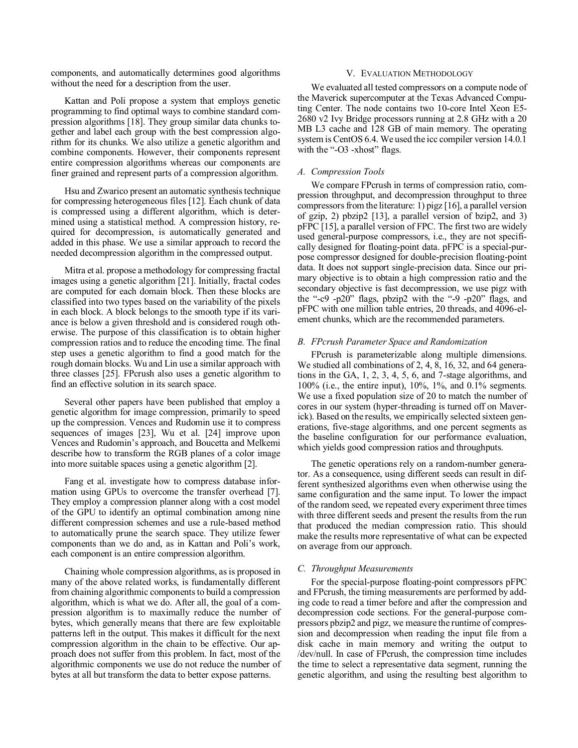components, and automatically determines good algorithms without the need for a description from the user.

Kattan and Poli propose a system that employs genetic programming to find optimal ways to combine standard compression algorithms [18]. They group similar data chunks together and label each group with the best compression algorithm for its chunks. We also utilize a genetic algorithm and combine components. However, their components represent entire compression algorithms whereas our components are finer grained and represent parts of a compression algorithm.

Hsu and Zwarico present an automatic synthesis technique for compressing heterogeneous files [12]. Each chunk of data is compressed using a different algorithm, which is determined using a statistical method. A compression history, required for decompression, is automatically generated and added in this phase. We use a similar approach to record the needed decompression algorithm in the compressed output.

Mitra et al. propose a methodology for compressing fractal images using a genetic algorithm [21]. Initially, fractal codes are computed for each domain block. Then these blocks are classified into two types based on the variability of the pixels in each block. A block belongs to the smooth type if its variance is below a given threshold and is considered rough otherwise. The purpose of this classification is to obtain higher compression ratios and to reduce the encoding time. The final step uses a genetic algorithm to find a good match for the rough domain blocks. Wu and Lin use a similar approach with three classes [25]. FPcrush also uses a genetic algorithm to find an effective solution in its search space.

Several other papers have been published that employ a genetic algorithm for image compression, primarily to speed up the compression. Vences and Rudomin use it to compress sequences of images [23], Wu et al. [24] improve upon Vences and Rudomin's approach, and Boucetta and Melkemi describe how to transform the RGB planes of a color image into more suitable spaces using a genetic algorithm [2].

Fang et al. investigate how to compress database information using GPUs to overcome the transfer overhead [7]. They employ a compression planner along with a cost model of the GPU to identify an optimal combination among nine different compression schemes and use a rule-based method to automatically prune the search space. They utilize fewer components than we do and, as in Kattan and Poli's work, each component is an entire compression algorithm.

Chaining whole compression algorithms, as is proposed in many of the above related works, is fundamentally different from chaining algorithmic components to build a compression algorithm, which is what we do. After all, the goal of a compression algorithm is to maximally reduce the number of bytes, which generally means that there are few exploitable patterns left in the output. This makes it difficult for the next compression algorithm in the chain to be effective. Our approach does not suffer from this problem. In fact, most of the algorithmic components we use do not reduce the number of bytes at all but transform the data to better expose patterns.

## V. Evaluation Methodology

We evaluated all tested compressors on a compute node of the Maverick supercomputer at the Texas Advanced Computing Center. The node contains two 10-core Intel Xeon E5-2680 v2 Ivy Bridge processors running at 2.8 GHz with a 20 MB L3 cache and 128 GB of main memory. The operating system is CentOS 6.4. We used the icc compiler version 14.0.1 with the "-O3 -xhost" flags.

### A. Compression Tools

We compare FPcrush in terms of compression ratio, compression throughput, and decompression throughput to three compressors from the literature: 1) pigz [16], a parallel version of gzip, 2) pbzip2 [13], a parallel version of bzip2, and 3) pFPC [15], a parallel version of FPC. The first two are widely used general-purpose compressors, i.e., they are not specifically designed for floating-point data. pFPC is a special-purpose compressor designed for double-precision floating-point data. It does not support single-precision data. Since our primary objective is to obtain a high compression ratio and the secondary objective is fast decompression, we use pigz with the "-c9 -p20" flags, pbzip2 with the "-9 -p20" flags, and pFPC with one million table entries, 20 threads, and 4096-element chunks, which are the recommended parameters.

### B. FPcrush Parameter Space and Randomization

FPcrush is parameterizable along multiple dimensions. We studied all combinations of 2, 4, 8, 16, 32, and 64 generations in the GA, 1, 2, 3, 4, 5, 6, and 7-stage algorithms, and 100% (i.e., the entire input), 10%, 1%, and 0.1% segments. We use a fixed population size of 20 to match the number of cores in our system (hyper-threading is turned off on Maverick). Based on the results, we empirically selected sixteen generations, five-stage algorithms, and one percent segments as the baseline configuration for our performance evaluation, which yields good compression ratios and throughputs.

The genetic operations rely on a random-number generator. As a consequence, using different seeds can result in different synthesized algorithms even when otherwise using the same configuration and the same input. To lower the impact of the random seed, we repeated every experiment three times with three different seeds and present the results from the run that produced the median compression ratio. This should make the results more representative of what can be expected on average from our approach.

### C. Throughput Measurements

For the special-purpose floating-point compressors pFPC and FPcrush, the timing measurements are performed by adding code to read a timer before and after the compression and decompression code sections. For the general-purpose compressors pbzip2 and pigz, we measure the runtime of compression and decompression when reading the input file from a disk cache in main memory and writing the output to /dev/null. In case of FPcrush, the compression time includes the time to select a representative data segment, running the genetic algorithm, and using the resulting best algorithm to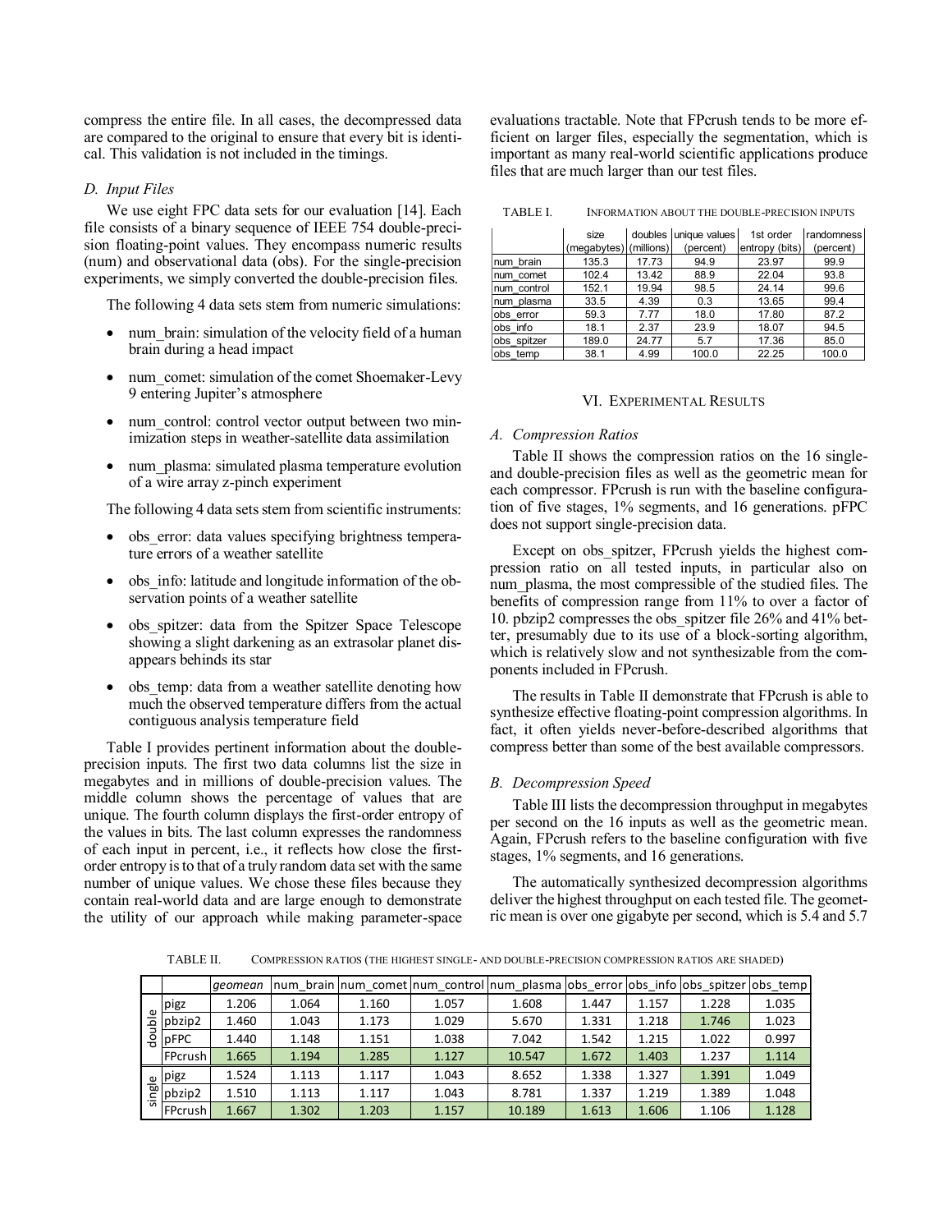compress the entire file. In all cases, the decompressed data are compared to the original to ensure that every bit is identical. This validation is not included in the timings.

### D. Input Files

We use eight FPC data sets for our evaluation [14]. Each file consists of a binary sequence of IEEE 754 double-precision floating-point values. They encompass numeric results (num) and observational data (obs). For the single-precision experiments, we simply converted the double-precision files.

The following 4 data sets stem from numeric simulations:

- num_brain: simulation of the velocity field of a human brain during a head impact
- num_comet: simulation of the comet Shoemaker-Levy 9 entering Jupiter's atmosphere
- num_control: control vector output between two minimization steps in weather-satellite data assimilation
- num_plasma: simulated plasma temperature evolution of a wire array z-pinch experiment

The following 4 data sets stem from scientific instruments:

- obs_error: data values specifying brightness temperature errors of a weather satellite
- obs_info: latitude and longitude information of the observation points of a weather satellite
- obs_spitzer: data from the Spitzer Space Telescope showing a slight darkening as an extrasolar planet disappears behinds its star
- obs_temp: data from a weather satellite denoting how much the observed temperature differs from the actual contiguous analysis temperature field

Table I provides pertinent information about the double-precision inputs. The first two data columns list the size in megabytes and in millions of double-precision values. The middle column shows the percentage of values that are unique. The fourth column displays the first-order entropy of the values in bits. The last column expresses the randomness of each input in percent, i.e., it reflects how close the first-order entropy is to that of a truly random data set with the same number of unique values. We chose these files because they contain real-world data and are large enough to demonstrate the utility of our approach while making parameter-space evaluations tractable. Note that FPcrush tends to be more efficient on larger files, especially the segmentation, which is important as many real-world scientific applications produce files that are much larger than our test files.

TABLE I. INFORMATION ABOUT THE DOUBLE-PRECISION INPUTS

| | size (megabytes) | doubles (millions) | unique values (percent) | 1st order entropy (bits) | randomness (percent) |
|---|---|---|---|---|---|
| num_brain | 135.3 | 17.73 | 94.9 | 23.97 | 99.9 |
| num_comet | 102.4 | 13.42 | 88.9 | 22.04 | 93.8 |
| num_control | 152.1 | 19.94 | 98.5 | 24.14 | 99.6 |
| num_plasma | 33.5 | 4.39 | 0.3 | 13.65 | 99.4 |
| obs_error | 59.3 | 7.77 | 18.0 | 17.80 | 87.2 |
| obs_info | 18.1 | 2.37 | 23.9 | 18.07 | 94.5 |
| obs_spitzer | 189.0 | 24.77 | 5.7 | 17.36 | 85.0 |
| obs_temp | 38.1 | 4.99 | 100.0 | 22.25 | 100.0 |

## VI. Experimental Results

### A. Compression Ratios

Table II shows the compression ratios on the 16 single- and double-precision files as well as the geometric mean for each compressor. FPcrush is run with the baseline configuration of five stages, 1% segments, and 16 generations. pFPC does not support single-precision data.

Except on obs_spitzer, FPcrush yields the highest compression ratio on all tested inputs, in particular also on num_plasma, the most compressible of the studied files. The benefits of compression range from 11% to over a factor of 10. pbzip2 compresses the obs_spitzer file 26% and 41% better, presumably due to its use of a block-sorting algorithm, which is relatively slow and not synthesizable from the components included in FPcrush.

The results in Table II demonstrate that FPcrush is able to synthesize effective floating-point compression algorithms. In fact, it often yields never-before-described algorithms that compress better than some of the best available compressors.

### B. Decompression Speed

Table III lists the decompression throughput in megabytes per second on the 16 inputs as well as the geometric mean. Again, FPcrush refers to the baseline configuration with five stages, 1% segments, and 16 generations.

The automatically synthesized decompression algorithms deliver the highest throughput on each tested file. The geometric mean is over one gigabyte per second, which is 5.4 and 5.7

TABLE II. COMPRESSION RATIOS (THE HIGHEST SINGLE- AND DOUBLE-PRECISION COMPRESSION RATIOS ARE SHADED)

| | | *geomean* | num_brain | num_comet | num_control | num_plasma | obs_error | obs_info | obs_spitzer | obs_temp |
|---|---|---|---|---|---|---|---|---|---|---|
| double | pigz | 1.206 | 1.064 | 1.160 | 1.057 | 1.608 | 1.447 | 1.157 | 1.228 | 1.035 |
| | pbzip2 | 1.460 | 1.043 | 1.173 | 1.029 | 5.670 | 1.331 | 1.218 | 1.746 | 1.023 |
| | pFPC | 1.440 | 1.148 | 1.151 | 1.038 | 7.042 | 1.542 | 1.215 | 1.022 | 0.997 |
| | FPcrush | 1.665 | 1.194 | 1.285 | 1.127 | 10.547 | 1.672 | 1.403 | 1.237 | 1.114 |
| single | pigz | 1.524 | 1.113 | 1.117 | 1.043 | 8.652 | 1.338 | 1.327 | 1.391 | 1.049 |
| | pbzip2 | 1.510 | 1.113 | 1.117 | 1.043 | 8.781 | 1.337 | 1.219 | 1.389 | 1.048 |
| | FPcrush | 1.667 | 1.302 | 1.203 | 1.157 | 10.189 | 1.613 | 1.606 | 1.106 | 1.128 |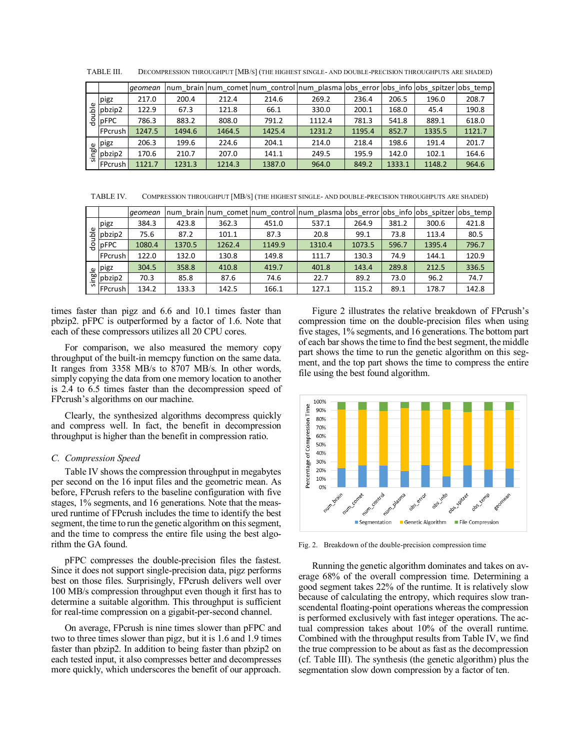TABLE III. DECOMPRESSION THROUGHPUT [MB/S] (THE HIGHEST SINGLE- AND DOUBLE-PRECISION THROUGHPUTS ARE SHADED)

| | | *geomean* | num_brain | num_comet | num_control | num_plasma | obs_error | obs_info | obs_spitzer | obs_temp |
|---|---|---|---|---|---|---|---|---|---|---|
| double | pigz | 217.0 | 200.4 | 212.4 | 214.6 | 269.2 | 236.4 | 206.5 | 196.0 | 208.7 |
| | pbzip2 | 122.9 | 67.3 | 121.8 | 66.1 | 330.0 | 200.1 | 168.0 | 45.4 | 190.8 |
| | pFPC | 786.3 | 883.2 | 808.0 | 791.2 | 1112.4 | 781.3 | 541.8 | 889.1 | 618.0 |
| | FPcrush | 1247.5 | 1494.6 | 1464.5 | 1425.4 | 1231.2 | 1195.4 | 852.7 | 1335.5 | 1121.7 |
| single | pigz | 206.3 | 199.6 | 224.6 | 204.1 | 214.0 | 218.4 | 198.6 | 191.4 | 201.7 |
| | pbzip2 | 170.6 | 210.7 | 207.0 | 141.1 | 249.5 | 195.9 | 142.0 | 102.1 | 164.6 |
| | FPcrush | 1121.7 | 1231.3 | 1214.3 | 1387.0 | 964.0 | 849.2 | 1333.1 | 1148.2 | 964.6 |

TABLE IV. COMPRESSION THROUGHPUT [MB/S] (THE HIGHEST SINGLE- AND DOUBLE-PRECISION THROUGHPUTS ARE SHADED)

| | | *geomean* | num_brain | num_comet | num_control | num_plasma | obs_error | obs_info | obs_spitzer | obs_temp |
|---|---|---|---|---|---|---|---|---|---|---|
| double | pigz | 384.3 | 423.8 | 362.3 | 451.0 | 537.1 | 264.9 | 381.2 | 300.6 | 421.8 |
| | pbzip2 | 75.6 | 87.2 | 101.1 | 87.3 | 20.8 | 99.1 | 73.8 | 113.4 | 80.5 |
| | pFPC | 1080.4 | 1370.5 | 1262.4 | 1149.9 | 1310.4 | 1073.5 | 596.7 | 1395.4 | 796.7 |
| | FPcrush | 122.0 | 132.0 | 130.8 | 149.8 | 111.7 | 130.3 | 74.9 | 144.1 | 120.9 |
| single | pigz | 304.5 | 358.8 | 410.8 | 419.7 | 401.8 | 143.4 | 289.8 | 212.5 | 336.5 |
| | pbzip2 | 70.3 | 85.8 | 87.6 | 74.6 | 22.7 | 89.2 | 73.0 | 96.2 | 74.7 |
| | FPcrush | 134.2 | 133.3 | 142.5 | 166.1 | 127.1 | 115.2 | 89.1 | 178.7 | 142.8 |

times faster than pigz and 6.6 and 10.1 times faster than pbzip2. pFPC is outperformed by a factor of 1.6. Note that each of these compressors utilizes all 20 CPU cores.

For comparison, we also measured the memory copy throughput of the built-in memcpy function on the same data. It ranges from 3358 MB/s to 8707 MB/s. In other words, simply copying the data from one memory location to another is 2.4 to 6.5 times faster than the decompression speed of FPcrush's algorithms on our machine.

Clearly, the synthesized algorithms decompress quickly and compress well. In fact, the benefit in decompression throughput is higher than the benefit in compression ratio.

### C. Compression Speed

Table IV shows the compression throughput in megabytes per second on the 16 input files and the geometric mean. As before, FPcrush refers to the baseline configuration with five stages, 1% segments, and 16 generations. Note that the measured runtime of FPcrush includes the time to identify the best segment, the time to run the genetic algorithm on this segment, and the time to compress the entire file using the best algorithm the GA found.

pFPC compresses the double-precision files the fastest. Since it does not support single-precision data, pigz performs best on those files. Surprisingly, FPcrush delivers well over 100 MB/s compression throughput even though it first has to determine a suitable algorithm. This throughput is sufficient for real-time compression on a gigabit-per-second channel.

On average, FPcrush is nine times slower than pFPC and two to three times slower than pigz, but it is 1.6 and 1.9 times faster than pbzip2. In addition to being faster than pbzip2 on each tested input, it also compresses better and decompresses more quickly, which underscores the benefit of our approach.

Figure 2 illustrates the relative breakdown of FPcrush's compression time on the double-precision files when using five stages, 1% segments, and 16 generations. The bottom part of each bar shows the time to find the best segment, the middle part shows the time to run the genetic algorithm on this segment, and the top part shows the time to compress the entire file using the best found algorithm.

Fig. 2. Breakdown of the double-precision compression time

Running the genetic algorithm dominates and takes on average 68% of the overall compression time. Determining a good segment takes 22% of the runtime. It is relatively slow because of calculating the entropy, which requires slow transcendental floating-point operations whereas the compression is performed exclusively with fast integer operations. The actual compression takes about 10% of the overall runtime. Combined with the throughput results from Table IV, we find the true compression to be about as fast as the decompression (cf. Table III). The synthesis (the genetic algorithm) plus the segmentation slow down compression by a factor of ten.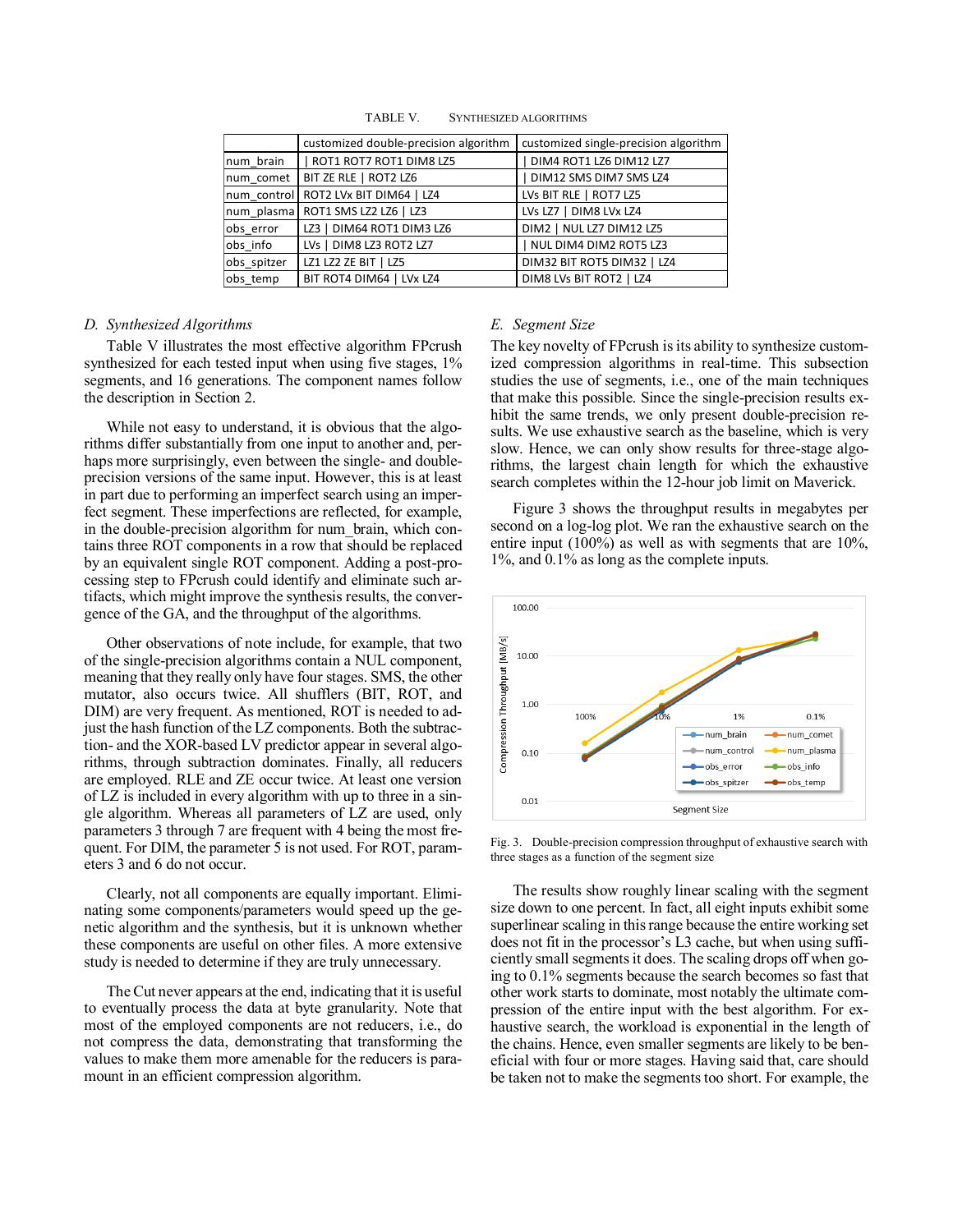TABLE V. SYNTHESIZED ALGORITHMS

| | customized double-precision algorithm | customized single-precision algorithm |
|---|---|---|
| num_brain | \| ROT1 ROT7 ROT1 DIM8 LZ5 | \| DIM4 ROT1 LZ6 DIM12 LZ7 |
| num_comet | BIT ZE RLE \| ROT2 LZ6 | \| DIM12 SMS DIM7 SMS LZ4 |
| num_control | ROT2 LVx BIT DIM64 \| LZ4 | LVs BIT RLE \| ROT7 LZ5 |
| num_plasma | ROT1 SMS LZ2 LZ6 \| LZ3 | LVs LZ7 \| DIM8 LVx LZ4 |
| obs_error | LZ3 \| DIM64 ROT1 DIM3 LZ6 | DIM2 \| NUL LZ7 DIM12 LZ5 |
| obs_info | LVs \| DIM8 LZ3 ROT2 LZ7 | \| NUL DIM4 DIM2 ROT5 LZ3 |
| obs_spitzer | LZ1 LZ2 ZE BIT \| LZ5 | DIM32 BIT ROT5 DIM32 \| LZ4 |
| obs_temp | BIT ROT4 DIM64 \| LVx LZ4 | DIM8 LVs BIT ROT2 \| LZ4 |

### *D. Synthesized Algorithms*

Table V illustrates the most effective algorithm FPcrush synthesized for each tested input when using five stages, 1% segments, and 16 generations. The component names follow the description in Section 2.

While not easy to understand, it is obvious that the algorithms differ substantially from one input to another and, perhaps more surprisingly, even between the single- and double-precision versions of the same input. However, this is at least in part due to performing an imperfect search using an imperfect segment. These imperfections are reflected, for example, in the double-precision algorithm for num_brain, which contains three ROT components in a row that should be replaced by an equivalent single ROT component. Adding a post-processing step to FPcrush could identify and eliminate such artifacts, which might improve the synthesis results, the convergence of the GA, and the throughput of the algorithms.

Other observations of note include, for example, that two of the single-precision algorithms contain a NUL component, meaning that they really only have four stages. SMS, the other mutator, also occurs twice. All shufflers (BIT, ROT, and DIM) are very frequent. As mentioned, ROT is needed to adjust the hash function of the LZ components. Both the subtraction- and the XOR-based LV predictor appear in several algorithms, through subtraction dominates. Finally, all reducers are employed. RLE and ZE occur twice. At least one version of LZ is included in every algorithm with up to three in a single algorithm. Whereas all parameters of LZ are used, only parameters 3 through 7 are frequent with 4 being the most frequent. For DIM, the parameter 5 is not used. For ROT, parameters 3 and 6 do not occur.

Clearly, not all components are equally important. Eliminating some components/parameters would speed up the genetic algorithm and the synthesis, but it is unknown whether these components are useful on other files. A more extensive study is needed to determine if they are truly unnecessary.

The Cut never appears at the end, indicating that it is useful to eventually process the data at byte granularity. Note that most of the employed components are not reducers, i.e., do not compress the data, demonstrating that transforming the values to make them more amenable for the reducers is paramount in an efficient compression algorithm.

### *E. Segment Size*

The key novelty of FPcrush is its ability to synthesize customized compression algorithms in real-time. This subsection studies the use of segments, i.e., one of the main techniques that make this possible. Since the single-precision results exhibit the same trends, we only present double-precision results. We use exhaustive search as the baseline, which is very slow. Hence, we can only show results for three-stage algorithms, the largest chain length for which the exhaustive search completes within the 12-hour job limit on Maverick.

Figure 3 shows the throughput results in megabytes per second on a log-log plot. We ran the exhaustive search on the entire input (100%) as well as with segments that are 10%, 1%, and 0.1% as long as the complete inputs.

Compression Throughput [MB/s]
100.00
10.00
1.00
0.10
0.01
100%
10%
1%
0.1%
Segment Size
num_brain
num_comet
num_control
num_plasma
obs_error
obs_info
obs_spitzer
obs_temp

Fig. 3. Double-precision compression throughput of exhaustive search with three stages as a function of the segment size

The results show roughly linear scaling with the segment size down to one percent. In fact, all eight inputs exhibit some superlinear scaling in this range because the entire working set does not fit in the processor's L3 cache, but when using sufficiently small segments it does. The scaling drops off when going to 0.1% segments because the search becomes so fast that other work starts to dominate, most notably the ultimate compression of the entire input with the best algorithm. For exhaustive search, the workload is exponential in the length of the chains. Hence, even smaller segments are likely to be beneficial with four or more stages. Having said that, care should be taken not to make the segments too short. For example, the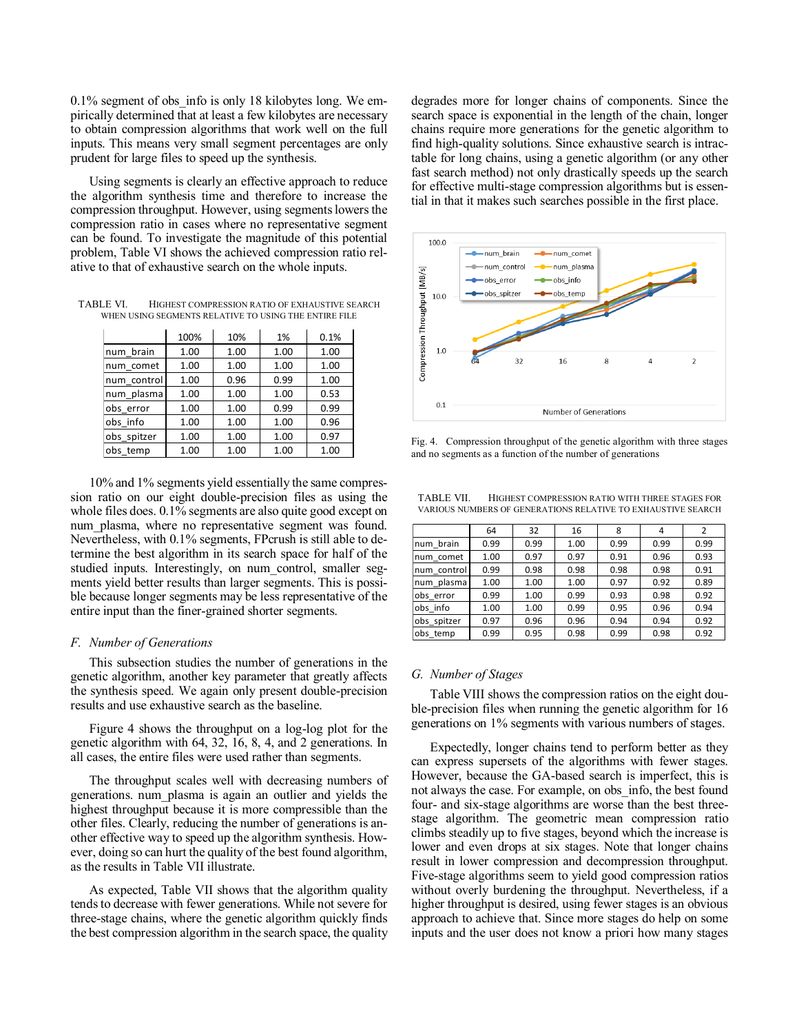0.1% segment of obs_info is only 18 kilobytes long. We empirically determined that at least a few kilobytes are necessary to obtain compression algorithms that work well on the full inputs. This means very small segment percentages are only prudent for large files to speed up the synthesis.

Using segments is clearly an effective approach to reduce the algorithm synthesis time and therefore to increase the compression throughput. However, using segments lowers the compression ratio in cases where no representative segment can be found. To investigate the magnitude of this potential problem, Table VI shows the achieved compression ratio relative to that of exhaustive search on the whole inputs.

TABLE VI. HIGHEST COMPRESSION RATIO OF EXHAUSTIVE SEARCH WHEN USING SEGMENTS RELATIVE TO USING THE ENTIRE FILE

| | 100% | 10% | 1% | 0.1% |
|---|---|---|---|---|
| num_brain | 1.00 | 1.00 | 1.00 | 1.00 |
| num_comet | 1.00 | 1.00 | 1.00 | 1.00 |
| num_control | 1.00 | 0.96 | 0.99 | 1.00 |
| num_plasma | 1.00 | 1.00 | 1.00 | 0.53 |
| obs_error | 1.00 | 1.00 | 0.99 | 0.99 |
| obs_info | 1.00 | 1.00 | 1.00 | 0.96 |
| obs_spitzer | 1.00 | 1.00 | 1.00 | 0.97 |
| obs_temp | 1.00 | 1.00 | 1.00 | 1.00 |

10% and 1% segments yield essentially the same compression ratio on our eight double-precision files as using the whole files does. 0.1% segments are also quite good except on num_plasma, where no representative segment was found. Nevertheless, with 0.1% segments, FPcrush is still able to determine the best algorithm in its search space for half of the studied inputs. Interestingly, on num_control, smaller segments yield better results than larger segments. This is possible because longer segments may be less representative of the entire input than the finer-grained shorter segments.

### F. Number of Generations

This subsection studies the number of generations in the genetic algorithm, another key parameter that greatly affects the synthesis speed. We again only present double-precision results and use exhaustive search as the baseline.

Figure 4 shows the throughput on a log-log plot for the genetic algorithm with 64, 32, 16, 8, 4, and 2 generations. In all cases, the entire files were used rather than segments.

The throughput scales well with decreasing numbers of generations. num_plasma is again an outlier and yields the highest throughput because it is more compressible than the other files. Clearly, reducing the number of generations is another effective way to speed up the algorithm synthesis. However, doing so can hurt the quality of the best found algorithm, as the results in Table VII illustrate.

As expected, Table VII shows that the algorithm quality tends to decrease with fewer generations. While not severe for three-stage chains, where the genetic algorithm quickly finds the best compression algorithm in the search space, the quality degrades more for longer chains of components. Since the search space is exponential in the length of the chain, longer chains require more generations for the genetic algorithm to find high-quality solutions. Since exhaustive search is intractable for long chains, using a genetic algorithm (or any other fast search method) not only drastically speeds up the search for effective multi-stage compression algorithms but is essential in that it makes such searches possible in the first place.

Fig. 4. Compression throughput of the genetic algorithm with three stages and no segments as a function of the number of generations

TABLE VII. HIGHEST COMPRESSION RATIO WITH THREE STAGES FOR VARIOUS NUMBERS OF GENERATIONS RELATIVE TO EXHAUSTIVE SEARCH

| | 64 | 32 | 16 | 8 | 4 | 2 |
|---|---|---|---|---|---|---|
| num_brain | 0.99 | 0.99 | 1.00 | 0.99 | 0.99 | 0.99 |
| num_comet | 1.00 | 0.97 | 0.97 | 0.91 | 0.96 | 0.93 |
| num_control | 0.99 | 0.98 | 0.98 | 0.98 | 0.98 | 0.91 |
| num_plasma | 1.00 | 1.00 | 1.00 | 0.97 | 0.92 | 0.89 |
| obs_error | 0.99 | 1.00 | 0.99 | 0.93 | 0.98 | 0.92 |
| obs_info | 1.00 | 1.00 | 0.99 | 0.95 | 0.96 | 0.94 |
| obs_spitzer | 0.97 | 0.96 | 0.96 | 0.94 | 0.94 | 0.92 |
| obs_temp | 0.99 | 0.95 | 0.98 | 0.99 | 0.98 | 0.92 |

### G. Number of Stages

Table VIII shows the compression ratios on the eight double-precision files when running the genetic algorithm for 16 generations on 1% segments with various numbers of stages.

Expectedly, longer chains tend to perform better as they can express supersets of the algorithms with fewer stages. However, because the GA-based search is imperfect, this is not always the case. For example, on obs_info, the best found four- and six-stage algorithms are worse than the best three-stage algorithm. The geometric mean compression ratio climbs steadily up to five stages, beyond which the increase is lower and even drops at six stages. Note that longer chains result in lower compression and decompression throughput. Five-stage algorithms seem to yield good compression ratios without overly burdening the throughput. Nevertheless, if a higher throughput is desired, using fewer stages is an obvious approach to achieve that. Since more stages do help on some inputs and the user does not know a priori how many stages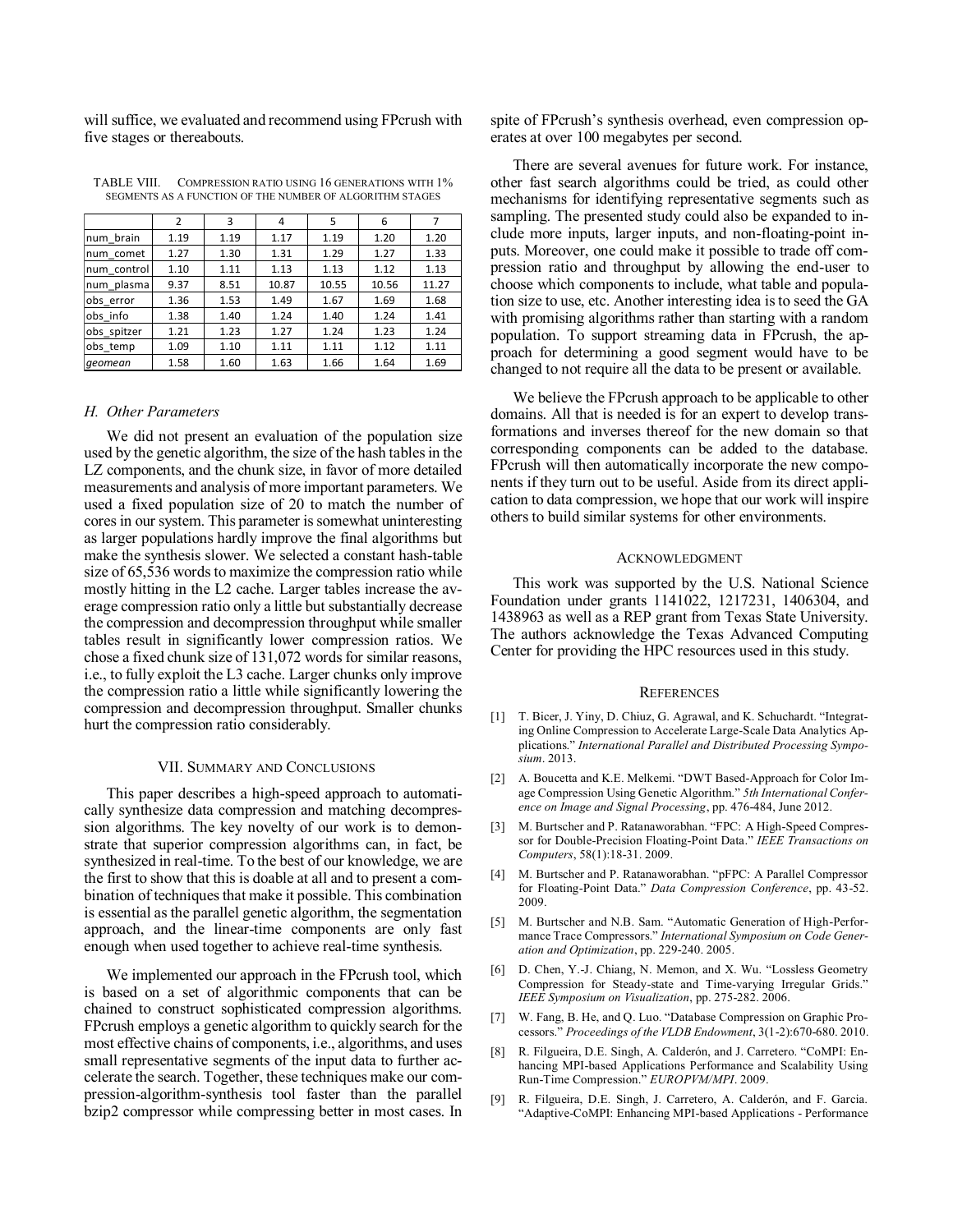will suffice, we evaluated and recommend using FPcrush with five stages or thereabouts.

TABLE VIII. COMPRESSION RATIO USING 16 GENERATIONS WITH 1% SEGMENTS AS A FUNCTION OF THE NUMBER OF ALGORITHM STAGES

| | 2 | 3 | 4 | 5 | 6 | 7 |
|---|---|---|---|---|---|---|
| num_brain | 1.19 | 1.19 | 1.17 | 1.19 | 1.20 | 1.20 |
| num_comet | 1.27 | 1.30 | 1.31 | 1.29 | 1.27 | 1.33 |
| num_control | 1.10 | 1.11 | 1.13 | 1.13 | 1.12 | 1.13 |
| num_plasma | 9.37 | 8.51 | 10.87 | 10.55 | 10.56 | 11.27 |
| obs_error | 1.36 | 1.53 | 1.49 | 1.67 | 1.69 | 1.68 |
| obs_info | 1.38 | 1.40 | 1.24 | 1.40 | 1.24 | 1.41 |
| obs_spitzer | 1.21 | 1.23 | 1.27 | 1.24 | 1.23 | 1.24 |
| obs_temp | 1.09 | 1.10 | 1.11 | 1.11 | 1.12 | 1.11 |
| *geomean* | 1.58 | 1.60 | 1.63 | 1.66 | 1.64 | 1.69 |

### H. Other Parameters

We did not present an evaluation of the population size used by the genetic algorithm, the size of the hash tables in the LZ components, and the chunk size, in favor of more detailed measurements and analysis of more important parameters. We used a fixed population size of 20 to match the number of cores in our system. This parameter is somewhat uninteresting as larger populations hardly improve the final algorithms but make the synthesis slower. We selected a constant hash-table size of 65,536 words to maximize the compression ratio while mostly hitting in the L2 cache. Larger tables increase the average compression ratio only a little but substantially decrease the compression and decompression throughput while smaller tables result in significantly lower compression ratios. We chose a fixed chunk size of 131,072 words for similar reasons, i.e., to fully exploit the L3 cache. Larger chunks only improve the compression ratio a little while significantly lowering the compression and decompression throughput. Smaller chunks hurt the compression ratio considerably.

## VII. Summary and Conclusions

This paper describes a high-speed approach to automatically synthesize data compression and matching decompression algorithms. The key novelty of our work is to demonstrate that superior compression algorithms can, in fact, be synthesized in real-time. To the best of our knowledge, we are the first to show that this is doable at all and to present a combination of techniques that make it possible. This combination is essential as the parallel genetic algorithm, the segmentation approach, and the linear-time components are only fast enough when used together to achieve real-time synthesis.

We implemented our approach in the FPcrush tool, which is based on a set of algorithmic components that can be chained to construct sophisticated compression algorithms. FPcrush employs a genetic algorithm to quickly search for the most effective chains of components, i.e., algorithms, and uses small representative segments of the input data to further accelerate the search. Together, these techniques make our compression-algorithm-synthesis tool faster than the parallel bzip2 compressor while compressing better in most cases. In spite of FPcrush's synthesis overhead, even compression operates at over 100 megabytes per second.

There are several avenues for future work. For instance, other fast search algorithms could be tried, as could other mechanisms for identifying representative segments such as sampling. The presented study could also be expanded to include more inputs, larger inputs, and non-floating-point inputs. Moreover, one could make it possible to trade off compression ratio and throughput by allowing the end-user to choose which components to include, what table and population size to use, etc. Another interesting idea is to seed the GA with promising algorithms rather than starting with a random population. To support streaming data in FPcrush, the approach for determining a good segment would have to be changed to not require all the data to be present or available.

We believe the FPcrush approach to be applicable to other domains. All that is needed is for an expert to develop transformations and inverses thereof for the new domain so that corresponding components can be added to the database. FPcrush will then automatically incorporate the new components if they turn out to be useful. Aside from its direct application to data compression, we hope that our work will inspire others to build similar systems for other environments.

## Acknowledgment

This work was supported by the U.S. National Science Foundation under grants 1141022, 1217231, 1406304, and 1438963 as well as a REP grant from Texas State University. The authors acknowledge the Texas Advanced Computing Center for providing the HPC resources used in this study.

## References

[1] T. Bicer, J. Yiny, D. Chiuz, G. Agrawal, and K. Schuchardt. "Integrating Online Compression to Accelerate Large-Scale Data Analytics Applications." *International Parallel and Distributed Processing Symposium*. 2013.

[2] A. Boucetta and K.E. Melkemi. "DWT Based-Approach for Color Image Compression Using Genetic Algorithm." *5th International Conference on Image and Signal Processing*, pp. 476-484, June 2012.

[3] M. Burtscher and P. Ratanaworabhan. "FPC: A High-Speed Compressor for Double-Precision Floating-Point Data." *IEEE Transactions on Computers*, 58(1):18-31. 2009.

[4] M. Burtscher and P. Ratanaworabhan. "pFPC: A Parallel Compressor for Floating-Point Data." *Data Compression Conference*, pp. 43-52. 2009.

[5] M. Burtscher and N.B. Sam. "Automatic Generation of High-Performance Trace Compressors." *International Symposium on Code Generation and Optimization*, pp. 229-240. 2005.

[6] D. Chen, Y.-J. Chiang, N. Memon, and X. Wu. "Lossless Geometry Compression for Steady-state and Time-varying Irregular Grids." *IEEE Symposium on Visualization*, pp. 275-282. 2006.

[7] W. Fang, B. He, and Q. Luo. "Database Compression on Graphic Processors." *Proceedings of the VLDB Endowment*, 3(1-2):670-680. 2010.

[8] R. Filgueira, D.E. Singh, A. Calderón, and J. Carretero. "CoMPI: Enhancing MPI-based Applications Performance and Scalability Using Run-Time Compression." *EUROPVM/MPI*. 2009.

[9] R. Filgueira, D.E. Singh, J. Carretero, A. Calderón, and F. Garcia. "Adaptive-CoMPI: Enhancing MPI-based Applications - Performance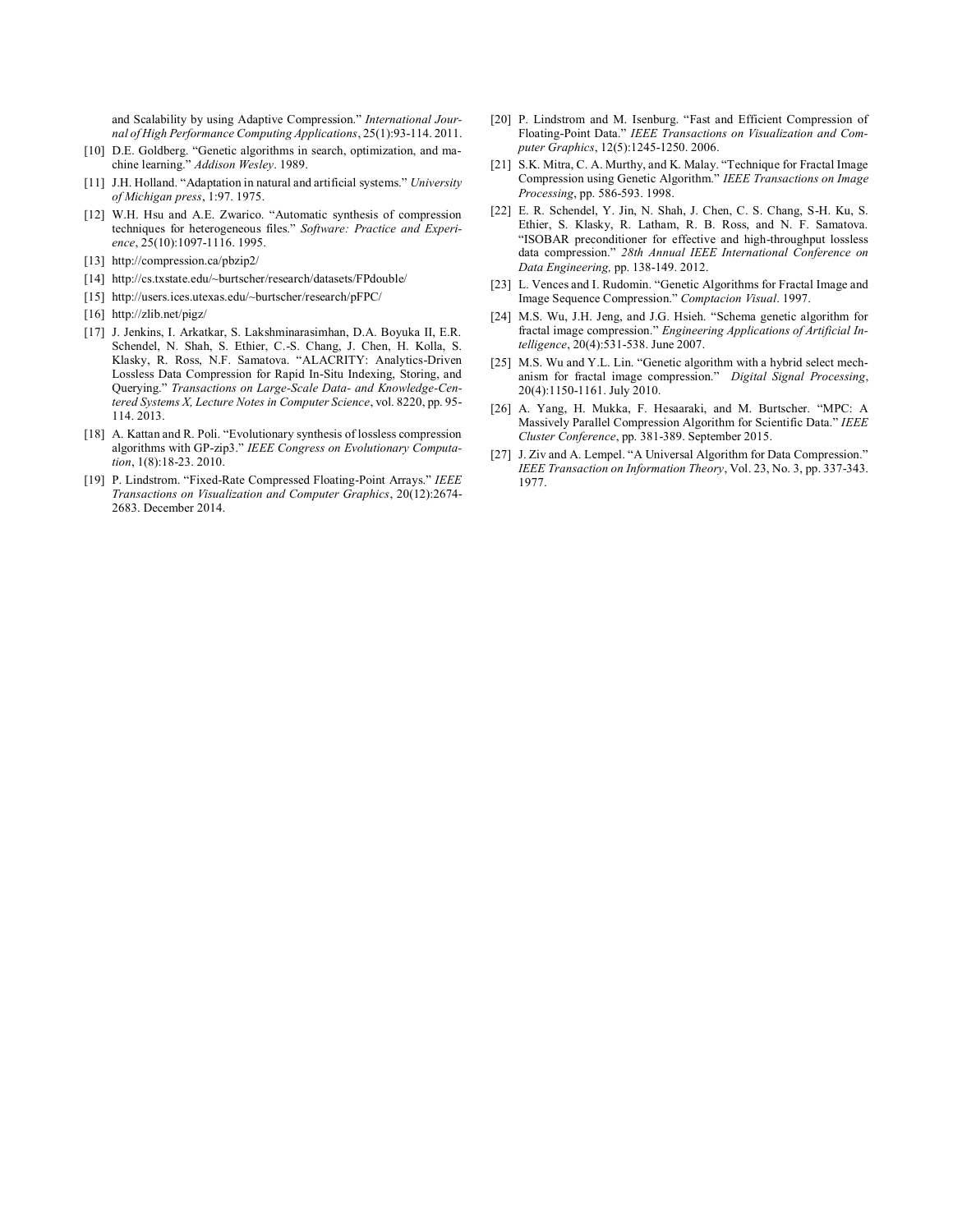and Scalability by using Adaptive Compression." *International Journal of High Performance Computing Applications*, 25(1):93-114. 2011.

[10] D.E. Goldberg. "Genetic algorithms in search, optimization, and machine learning." *Addison Wesley*. 1989.

[11] J.H. Holland. "Adaptation in natural and artificial systems." *University of Michigan press*, 1:97. 1975.

[12] W.H. Hsu and A.E. Zwarico. "Automatic synthesis of compression techniques for heterogeneous files." *Software: Practice and Experience*, 25(10):1097-1116. 1995.

[13] http://compression.ca/pbzip2/

[14] http://cs.txstate.edu/~burtscher/research/datasets/FPdouble/

[15] http://users.ices.utexas.edu/~burtscher/research/pFPC/

[16] http://zlib.net/pigz/

[17] J. Jenkins, I. Arkatkar, S. Lakshminarasimhan, D.A. Boyuka II, E.R. Schendel, N. Shah, S. Ethier, C.-S. Chang, J. Chen, H. Kolla, S. Klasky, R. Ross, N.F. Samatova. "ALACRITY: Analytics-Driven Lossless Data Compression for Rapid In-Situ Indexing, Storing, and Querying." *Transactions on Large-Scale Data- and Knowledge-Centered Systems X, Lecture Notes in Computer Science*, vol. 8220, pp. 95-114. 2013.

[18] A. Kattan and R. Poli. "Evolutionary synthesis of lossless compression algorithms with GP-zip3." *IEEE Congress on Evolutionary Computation*, 1(8):18-23. 2010.

[19] P. Lindstrom. "Fixed-Rate Compressed Floating-Point Arrays." *IEEE Transactions on Visualization and Computer Graphics*, 20(12):2674-2683. December 2014.

[20] P. Lindstrom and M. Isenburg. "Fast and Efficient Compression of Floating-Point Data." *IEEE Transactions on Visualization and Computer Graphics*, 12(5):1245-1250. 2006.

[21] S.K. Mitra, C. A. Murthy, and K. Malay. "Technique for Fractal Image Compression using Genetic Algorithm." *IEEE Transactions on Image Processing*, pp. 586-593. 1998.

[22] E. R. Schendel, Y. Jin, N. Shah, J. Chen, C. S. Chang, S-H. Ku, S. Ethier, S. Klasky, R. Latham, R. B. Ross, and N. F. Samatova. "ISOBAR preconditioner for effective and high-throughput lossless data compression." *28th Annual IEEE International Conference on Data Engineering,* pp. 138-149. 2012.

[23] L. Vences and I. Rudomin. "Genetic Algorithms for Fractal Image and Image Sequence Compression." *Comptacion Visual*. 1997.

[24] M.S. Wu, J.H. Jeng, and J.G. Hsieh. "Schema genetic algorithm for fractal image compression." *Engineering Applications of Artificial Intelligence*, 20(4):531-538. June 2007.

[25] M.S. Wu and Y.L. Lin. "Genetic algorithm with a hybrid select mechanism for fractal image compression." *Digital Signal Processing*, 20(4):1150-1161. July 2010.

[26] A. Yang, H. Mukka, F. Hesaaraki, and M. Burtscher. "MPC: A Massively Parallel Compression Algorithm for Scientific Data." *IEEE Cluster Conference*, pp. 381-389. September 2015.

[27] J. Ziv and A. Lempel. "A Universal Algorithm for Data Compression." *IEEE Transaction on Information Theory*, Vol. 23, No. 3, pp. 337-343. 1977.